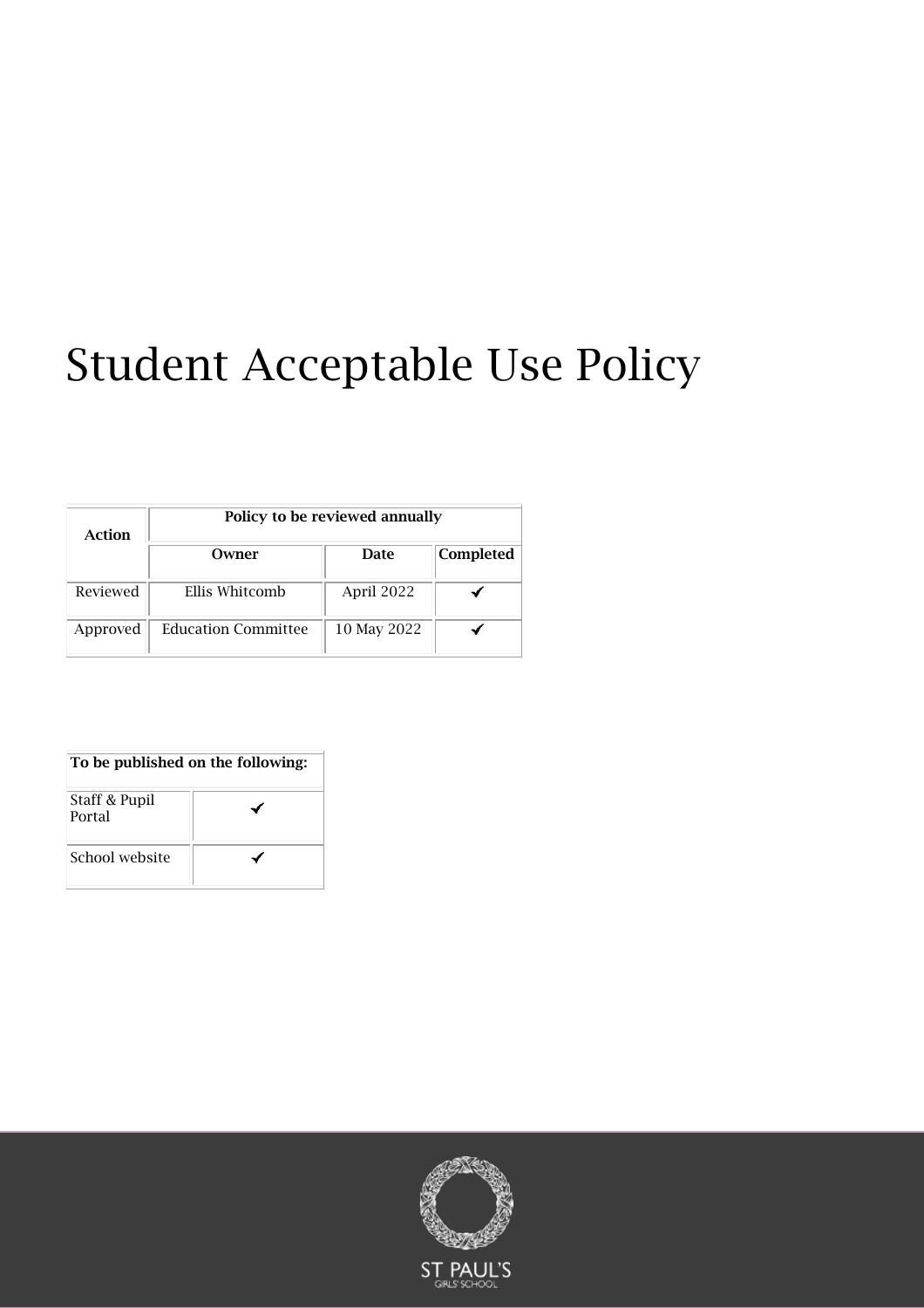# Student Acceptable Use Policy

| Action | Policy to be reviewed annually | | |
|---|---|---|---|
| | **Owner** | **Date** | **Completed** |
| Reviewed | Ellis Whitcomb | April 2022 | ✓ |
| Approved | Education Committee | 10 May 2022 | ✓ |

| To be published on the following: | |
|---|---|
| Staff & Pupil Portal | ✓ |
| School website | ✓ |

ST PAUL'S GIRLS' SCHOOL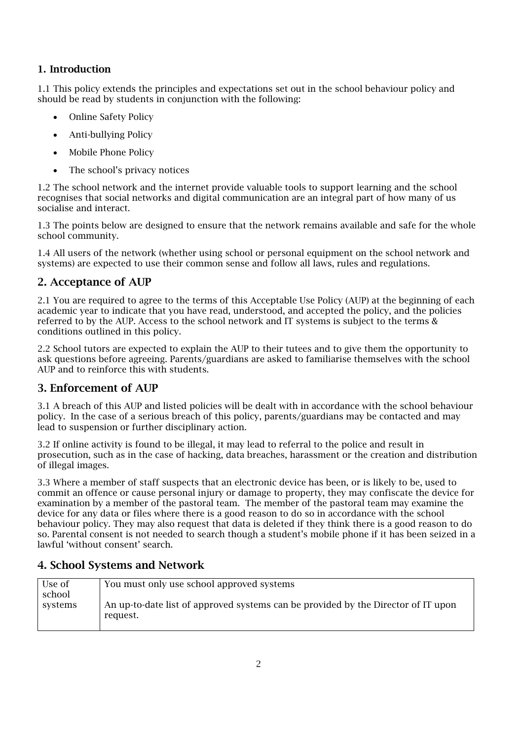## 1. Introduction

1.1 This policy extends the principles and expectations set out in the school behaviour policy and should be read by students in conjunction with the following:

- Online Safety Policy
- Anti-bullying Policy
- Mobile Phone Policy
- The school's privacy notices

1.2 The school network and the internet provide valuable tools to support learning and the school recognises that social networks and digital communication are an integral part of how many of us socialise and interact.

1.3 The points below are designed to ensure that the network remains available and safe for the whole school community.

1.4 All users of the network (whether using school or personal equipment on the school network and systems) are expected to use their common sense and follow all laws, rules and regulations.

## 2. Acceptance of AUP

2.1 You are required to agree to the terms of this Acceptable Use Policy (AUP) at the beginning of each academic year to indicate that you have read, understood, and accepted the policy, and the policies referred to by the AUP. Access to the school network and IT systems is subject to the terms & conditions outlined in this policy.

2.2 School tutors are expected to explain the AUP to their tutees and to give them the opportunity to ask questions before agreeing. Parents/guardians are asked to familiarise themselves with the school AUP and to reinforce this with students.

## 3. Enforcement of AUP

3.1 A breach of this AUP and listed policies will be dealt with in accordance with the school behaviour policy. In the case of a serious breach of this policy, parents/guardians may be contacted and may lead to suspension or further disciplinary action.

3.2 If online activity is found to be illegal, it may lead to referral to the police and result in prosecution, such as in the case of hacking, data breaches, harassment or the creation and distribution of illegal images.

3.3 Where a member of staff suspects that an electronic device has been, or is likely to be, used to commit an offence or cause personal injury or damage to property, they may confiscate the device for examination by a member of the pastoral team. The member of the pastoral team may examine the device for any data or files where there is a good reason to do so in accordance with the school behaviour policy. They may also request that data is deleted if they think there is a good reason to do so. Parental consent is not needed to search though a student's mobile phone if it has been seized in a lawful 'without consent' search.

## 4. School Systems and Network

| Use of school systems | You must only use school approved systems<br><br>An up-to-date list of approved systems can be provided by the Director of IT upon request. |
|---|---|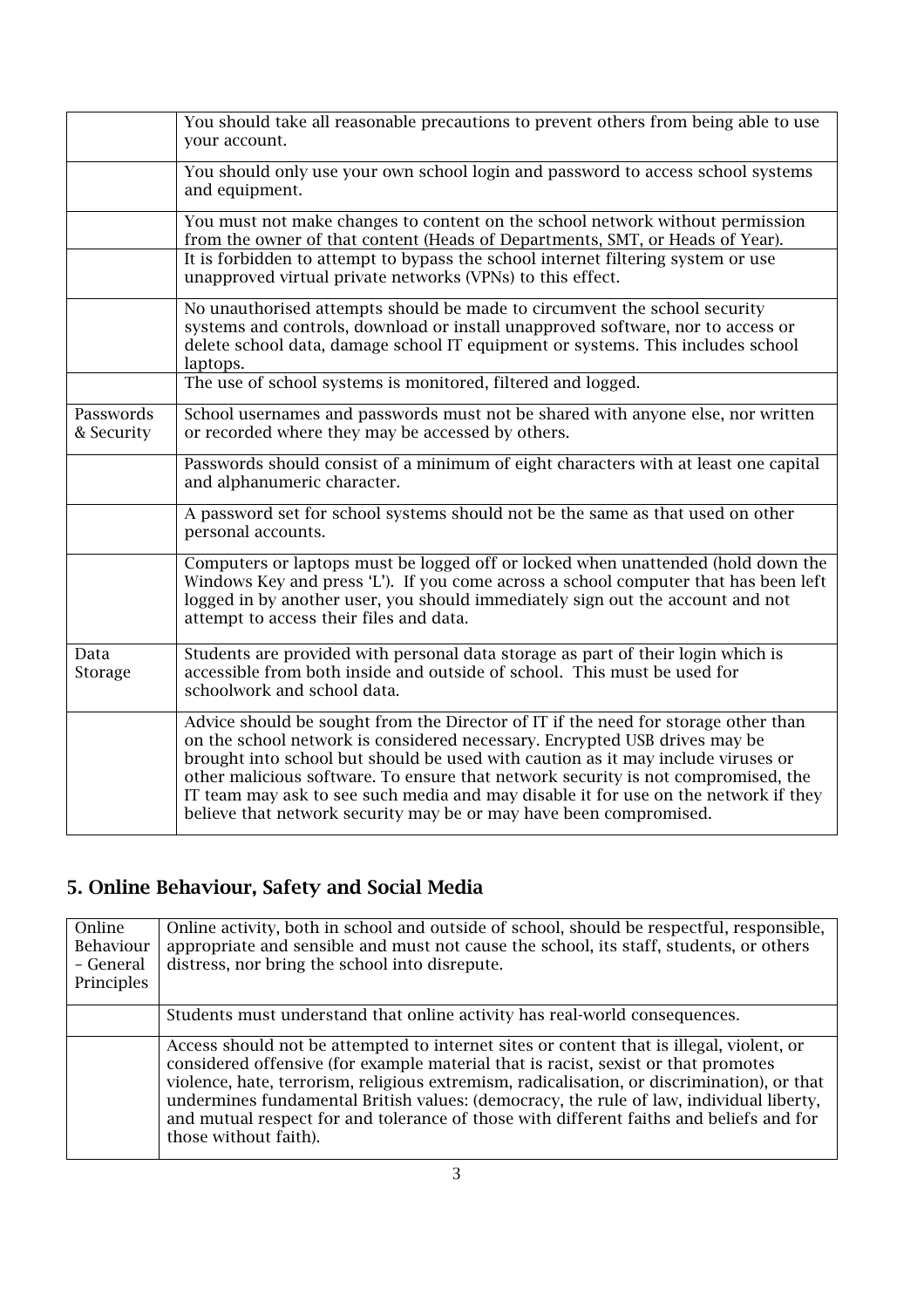| | |
|---|---|
| | You should take all reasonable precautions to prevent others from being able to use your account. |
| | You should only use your own school login and password to access school systems and equipment. |
| | You must not make changes to content on the school network without permission from the owner of that content (Heads of Departments, SMT, or Heads of Year). |
| | It is forbidden to attempt to bypass the school internet filtering system or use unapproved virtual private networks (VPNs) to this effect. |
| | No unauthorised attempts should be made to circumvent the school security systems and controls, download or install unapproved software, nor to access or delete school data, damage school IT equipment or systems. This includes school laptops. |
| | The use of school systems is monitored, filtered and logged. |
| Passwords & Security | School usernames and passwords must not be shared with anyone else, nor written or recorded where they may be accessed by others. |
| | Passwords should consist of a minimum of eight characters with at least one capital and alphanumeric character. |
| | A password set for school systems should not be the same as that used on other personal accounts. |
| | Computers or laptops must be logged off or locked when unattended (hold down the Windows Key and press 'L'). If you come across a school computer that has been left logged in by another user, you should immediately sign out the account and not attempt to access their files and data. |
| Data Storage | Students are provided with personal data storage as part of their login which is accessible from both inside and outside of school. This must be used for schoolwork and school data. |
| | Advice should be sought from the Director of IT if the need for storage other than on the school network is considered necessary. Encrypted USB drives may be brought into school but should be used with caution as it may include viruses or other malicious software. To ensure that network security is not compromised, the IT team may ask to see such media and may disable it for use on the network if they believe that network security may be or may have been compromised. |

## 5. Online Behaviour, Safety and Social Media

| | |
|---|---|
| Online Behaviour – General Principles | Online activity, both in school and outside of school, should be respectful, responsible, appropriate and sensible and must not cause the school, its staff, students, or others distress, nor bring the school into disrepute. |
| | Students must understand that online activity has real-world consequences. |
| | Access should not be attempted to internet sites or content that is illegal, violent, or considered offensive (for example material that is racist, sexist or that promotes violence, hate, terrorism, religious extremism, radicalisation, or discrimination), or that undermines fundamental British values: (democracy, the rule of law, individual liberty, and mutual respect for and tolerance of those with different faiths and beliefs and for those without faith). |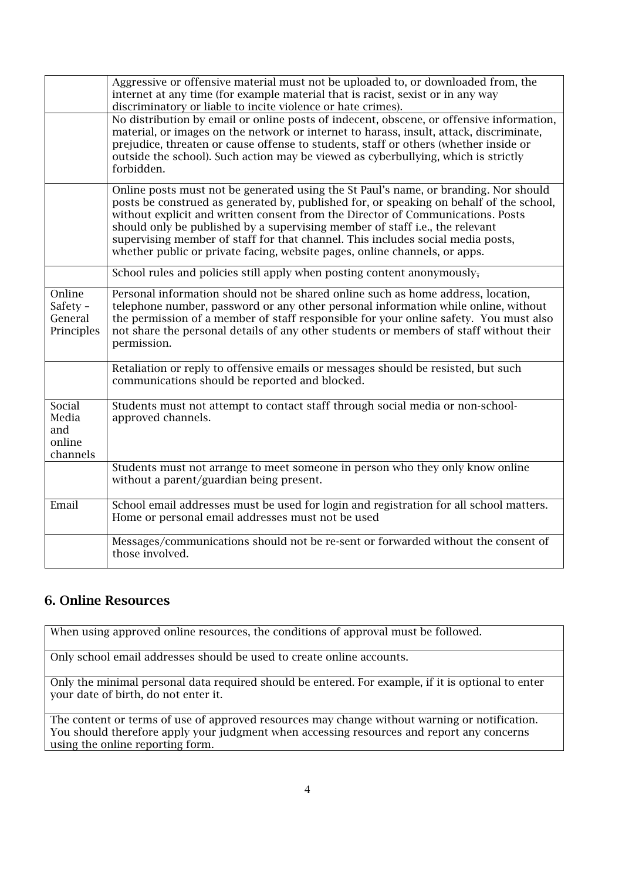| | |
|---|---|
| | Aggressive or offensive material must not be uploaded to, or downloaded from, the internet at any time (for example material that is racist, sexist or in any way discriminatory or liable to incite violence or hate crimes). |
| | No distribution by email or online posts of indecent, obscene, or offensive information, material, or images on the network or internet to harass, insult, attack, discriminate, prejudice, threaten or cause offense to students, staff or others (whether inside or outside the school). Such action may be viewed as cyberbullying, which is strictly forbidden. |
| | Online posts must not be generated using the St Paul's name, or branding. Nor should posts be construed as generated by, published for, or speaking on behalf of the school, without explicit and written consent from the Director of Communications. Posts should only be published by a supervising member of staff i.e., the relevant supervising member of staff for that channel. This includes social media posts, whether public or private facing, website pages, online channels, or apps. |
| | School rules and policies still apply when posting content anonymously. |
| Online Safety – General Principles | Personal information should not be shared online such as home address, location, telephone number, password or any other personal information while online, without the permission of a member of staff responsible for your online safety. You must also not share the personal details of any other students or members of staff without their permission. |
| | Retaliation or reply to offensive emails or messages should be resisted, but such communications should be reported and blocked. |
| Social Media and online channels | Students must not attempt to contact staff through social media or non-school-approved channels. |
| | Students must not arrange to meet someone in person who they only know online without a parent/guardian being present. |
| Email | School email addresses must be used for login and registration for all school matters. Home or personal email addresses must not be used |
| | Messages/communications should not be re-sent or forwarded without the consent of those involved. |

## 6. Online Resources

| |
|---|
| When using approved online resources, the conditions of approval must be followed. |
| Only school email addresses should be used to create online accounts. |
| Only the minimal personal data required should be entered. For example, if it is optional to enter your date of birth, do not enter it. |
| The content or terms of use of approved resources may change without warning or notification. You should therefore apply your judgment when accessing resources and report any concerns using the online reporting form. |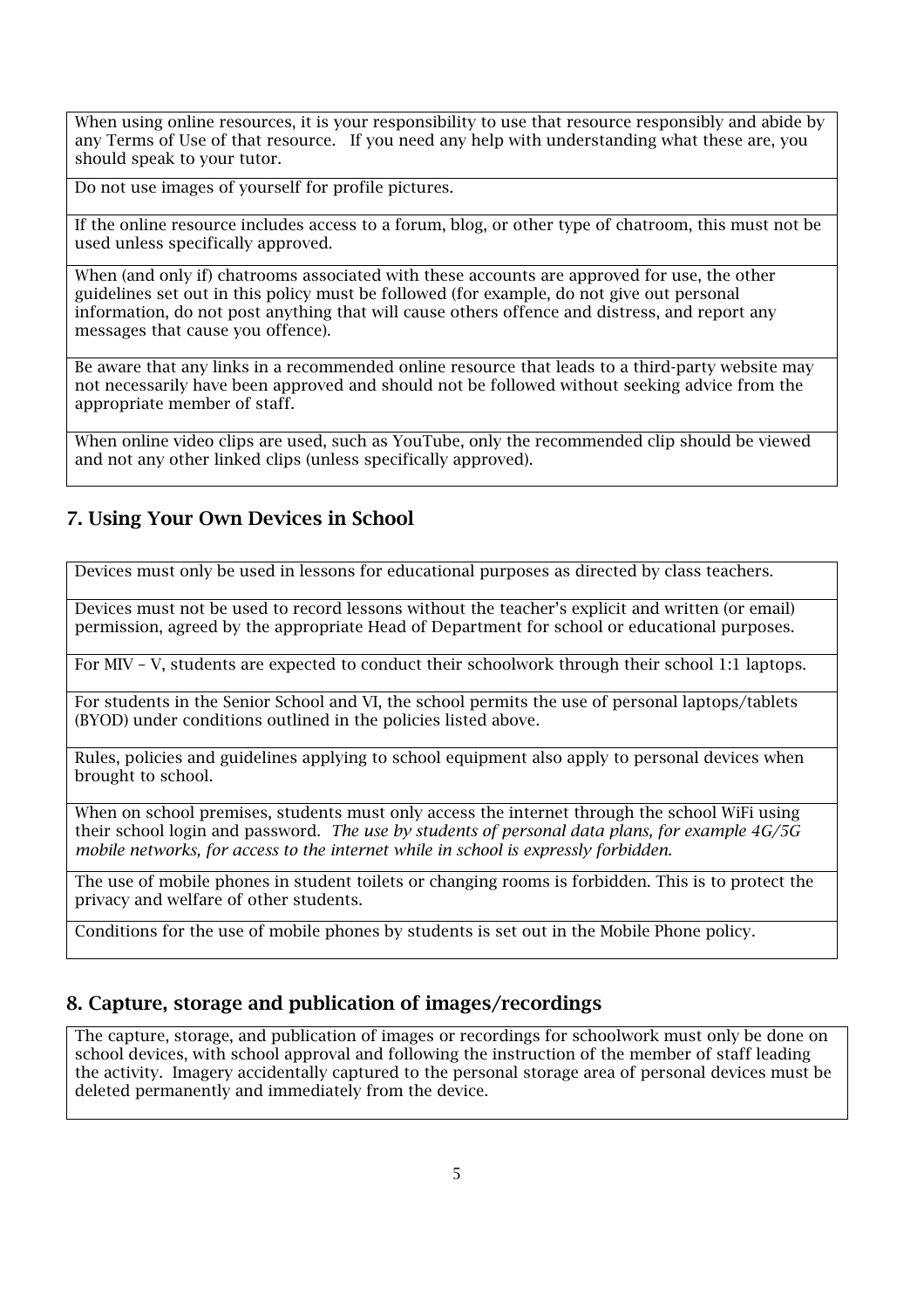| When using online resources, it is your responsibility to use that resource responsibly and abide by any Terms of Use of that resource. If you need any help with understanding what these are, you should speak to your tutor. |
|---|
| Do not use images of yourself for profile pictures. |
| If the online resource includes access to a forum, blog, or other type of chatroom, this must not be used unless specifically approved. |
| When (and only if) chatrooms associated with these accounts are approved for use, the other guidelines set out in this policy must be followed (for example, do not give out personal information, do not post anything that will cause others offence and distress, and report any messages that cause you offence). |
| Be aware that any links in a recommended online resource that leads to a third-party website may not necessarily have been approved and should not be followed without seeking advice from the appropriate member of staff. |
| When online video clips are used, such as YouTube, only the recommended clip should be viewed and not any other linked clips (unless specifically approved). |

## 7. Using Your Own Devices in School

| Devices must only be used in lessons for educational purposes as directed by class teachers. |
|---|
| Devices must not be used to record lessons without the teacher's explicit and written (or email) permission, agreed by the appropriate Head of Department for school or educational purposes. |
| For MIV – V, students are expected to conduct their schoolwork through their school 1:1 laptops. |
| For students in the Senior School and VI, the school permits the use of personal laptops/tablets (BYOD) under conditions outlined in the policies listed above. |
| Rules, policies and guidelines applying to school equipment also apply to personal devices when brought to school. |
| When on school premises, students must only access the internet through the school WiFi using their school login and password. *The use by students of personal data plans, for example 4G/5G mobile networks, for access to the internet while in school is expressly forbidden.* |
| The use of mobile phones in student toilets or changing rooms is forbidden. This is to protect the privacy and welfare of other students. |
| Conditions for the use of mobile phones by students is set out in the Mobile Phone policy. |

## 8. Capture, storage and publication of images/recordings

| The capture, storage, and publication of images or recordings for schoolwork must only be done on school devices, with school approval and following the instruction of the member of staff leading the activity. Imagery accidentally captured to the personal storage area of personal devices must be deleted permanently and immediately from the device. |
|---|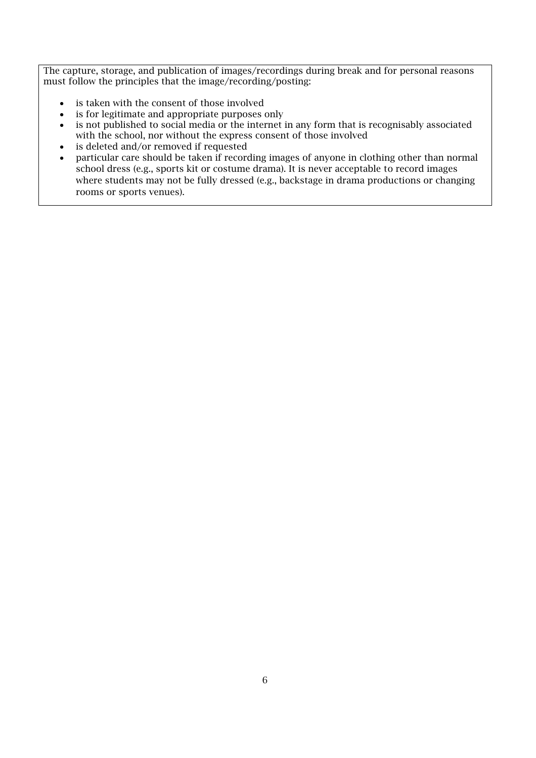The capture, storage, and publication of images/recordings during break and for personal reasons must follow the principles that the image/recording/posting:

- is taken with the consent of those involved
- is for legitimate and appropriate purposes only
- is not published to social media or the internet in any form that is recognisably associated with the school, nor without the express consent of those involved
- is deleted and/or removed if requested
- particular care should be taken if recording images of anyone in clothing other than normal school dress (e.g., sports kit or costume drama). It is never acceptable to record images where students may not be fully dressed (e.g., backstage in drama productions or changing rooms or sports venues).